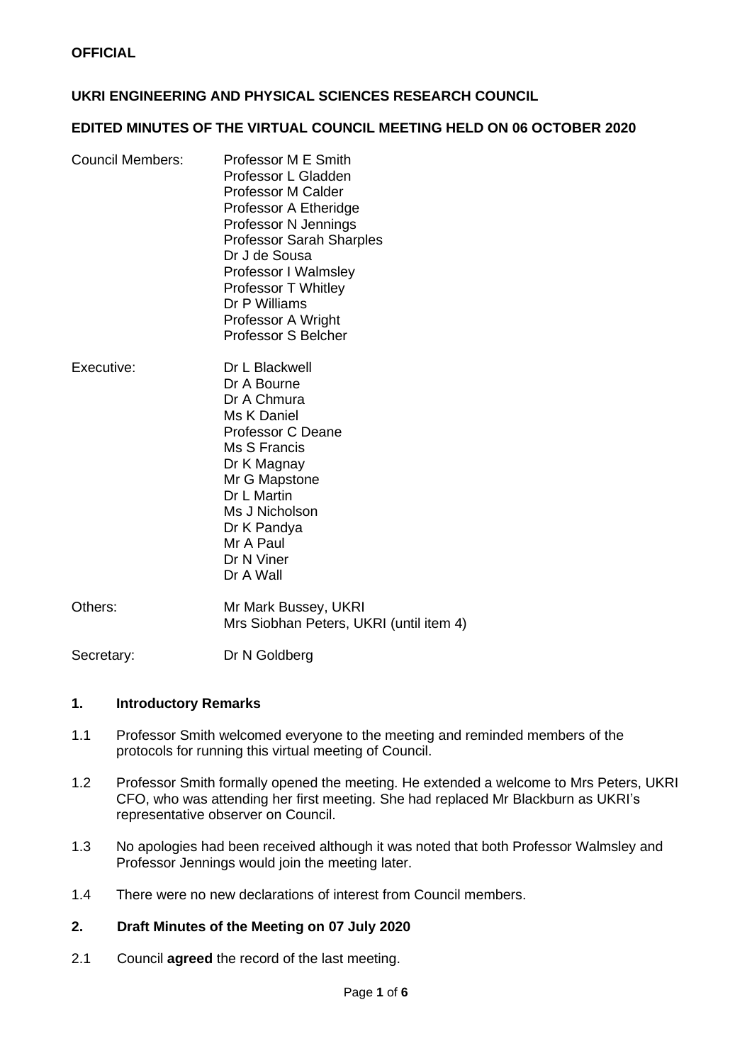**OFFICIAL**

**UKRI ENGINEERING AND PHYSICAL SCIENCES RESEARCH COUNCIL**

**EDITED MINUTES OF THE VIRTUAL COUNCIL MEETING HELD ON 06 OCTOBER 2020**

| | |
|---|---|
| Council Members: | Professor M E Smith<br>Professor L Gladden<br>Professor M Calder<br>Professor A Etheridge<br>Professor N Jennings<br>Professor Sarah Sharples<br>Dr J de Sousa<br>Professor I Walmsley<br>Professor T Whitley<br>Dr P Williams<br>Professor A Wright<br>Professor S Belcher |
| Executive: | Dr L Blackwell<br>Dr A Bourne<br>Dr A Chmura<br>Ms K Daniel<br>Professor C Deane<br>Ms S Francis<br>Dr K Magnay<br>Mr G Mapstone<br>Dr L Martin<br>Ms J Nicholson<br>Dr K Pandya<br>Mr A Paul<br>Dr N Viner<br>Dr A Wall |
| Others: | Mr Mark Bussey, UKRI<br>Mrs Siobhan Peters, UKRI (until item 4) |
| Secretary: | Dr N Goldberg |

## 1. Introductory Remarks

1.1 Professor Smith welcomed everyone to the meeting and reminded members of the protocols for running this virtual meeting of Council.

1.2 Professor Smith formally opened the meeting. He extended a welcome to Mrs Peters, UKRI CFO, who was attending her first meeting. She had replaced Mr Blackburn as UKRI's representative observer on Council.

1.3 No apologies had been received although it was noted that both Professor Walmsley and Professor Jennings would join the meeting later.

1.4 There were no new declarations of interest from Council members.

## 2. Draft Minutes of the Meeting on 07 July 2020

2.1 Council **agreed** the record of the last meeting.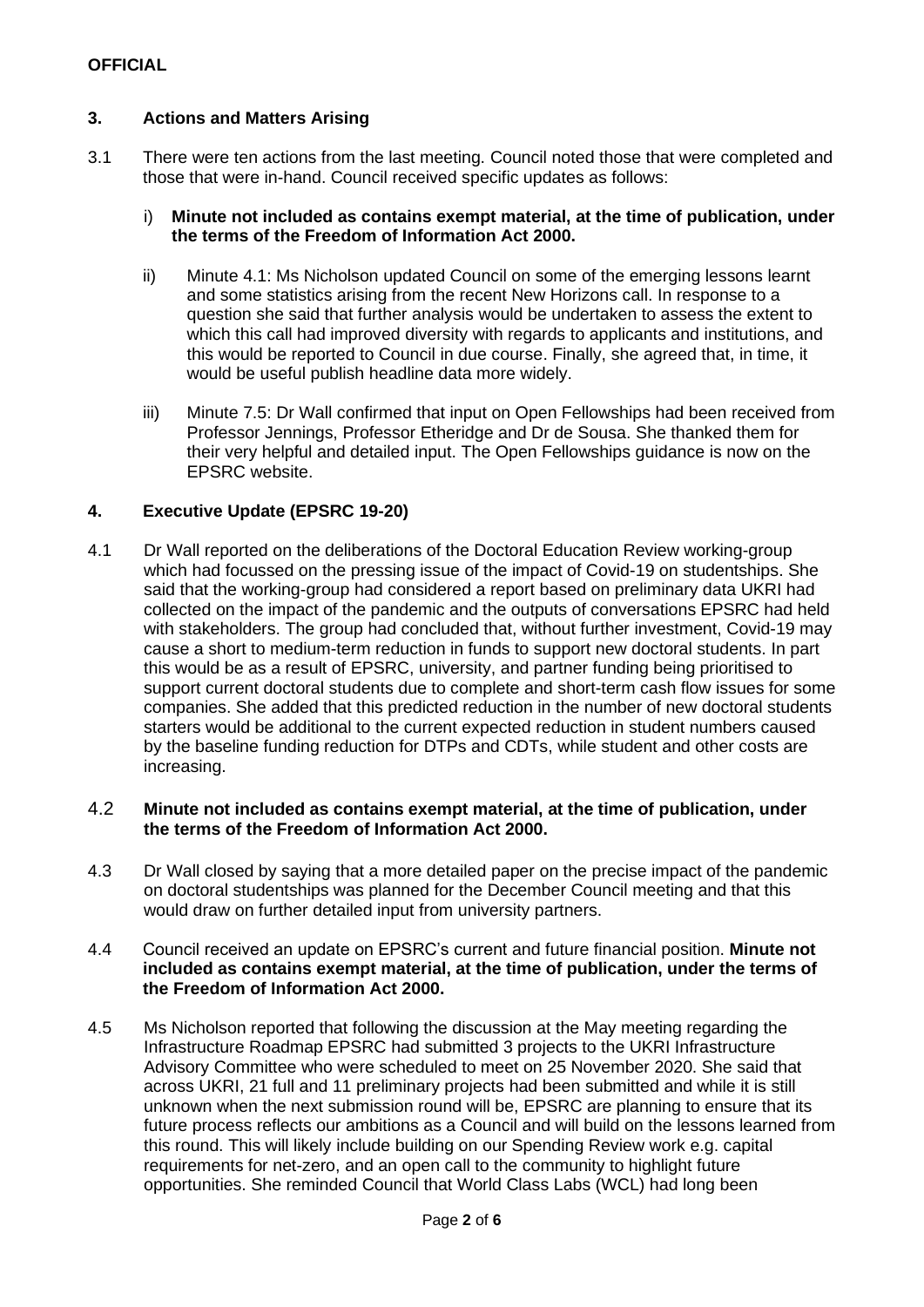## 3. Actions and Matters Arising

3.1 There were ten actions from the last meeting. Council noted those that were completed and those that were in-hand. Council received specific updates as follows:

i) **Minute not included as contains exempt material, at the time of publication, under the terms of the Freedom of Information Act 2000.**

ii) Minute 4.1: Ms Nicholson updated Council on some of the emerging lessons learnt and some statistics arising from the recent New Horizons call. In response to a question she said that further analysis would be undertaken to assess the extent to which this call had improved diversity with regards to applicants and institutions, and this would be reported to Council in due course. Finally, she agreed that, in time, it would be useful publish headline data more widely.

iii) Minute 7.5: Dr Wall confirmed that input on Open Fellowships had been received from Professor Jennings, Professor Etheridge and Dr de Sousa. She thanked them for their very helpful and detailed input. The Open Fellowships guidance is now on the EPSRC website.

## 4. Executive Update (EPSRC 19-20)

4.1 Dr Wall reported on the deliberations of the Doctoral Education Review working-group which had focussed on the pressing issue of the impact of Covid-19 on studentships. She said that the working-group had considered a report based on preliminary data UKRI had collected on the impact of the pandemic and the outputs of conversations EPSRC had held with stakeholders. The group had concluded that, without further investment, Covid-19 may cause a short to medium-term reduction in funds to support new doctoral students. In part this would be as a result of EPSRC, university, and partner funding being prioritised to support current doctoral students due to complete and short-term cash flow issues for some companies. She added that this predicted reduction in the number of new doctoral students starters would be additional to the current expected reduction in student numbers caused by the baseline funding reduction for DTPs and CDTs, while student and other costs are increasing.

4.2 **Minute not included as contains exempt material, at the time of publication, under the terms of the Freedom of Information Act 2000.**

4.3 Dr Wall closed by saying that a more detailed paper on the precise impact of the pandemic on doctoral studentships was planned for the December Council meeting and that this would draw on further detailed input from university partners.

4.4 Council received an update on EPSRC's current and future financial position. **Minute not included as contains exempt material, at the time of publication, under the terms of the Freedom of Information Act 2000.**

4.5 Ms Nicholson reported that following the discussion at the May meeting regarding the Infrastructure Roadmap EPSRC had submitted 3 projects to the UKRI Infrastructure Advisory Committee who were scheduled to meet on 25 November 2020. She said that across UKRI, 21 full and 11 preliminary projects had been submitted and while it is still unknown when the next submission round will be, EPSRC are planning to ensure that its future process reflects our ambitions as a Council and will build on the lessons learned from this round. This will likely include building on our Spending Review work e.g. capital requirements for net-zero, and an open call to the community to highlight future opportunities. She reminded Council that World Class Labs (WCL) had long been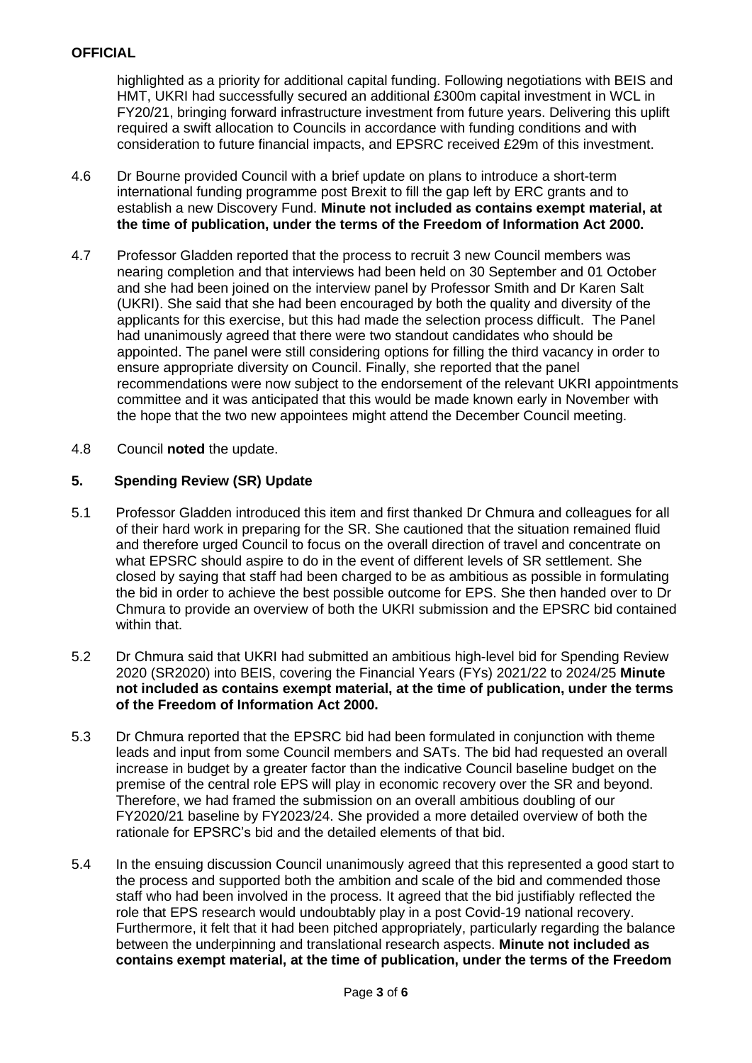highlighted as a priority for additional capital funding. Following negotiations with BEIS and HMT, UKRI had successfully secured an additional £300m capital investment in WCL in FY20/21, bringing forward infrastructure investment from future years. Delivering this uplift required a swift allocation to Councils in accordance with funding conditions and with consideration to future financial impacts, and EPSRC received £29m of this investment.

4.6 Dr Bourne provided Council with a brief update on plans to introduce a short-term international funding programme post Brexit to fill the gap left by ERC grants and to establish a new Discovery Fund. **Minute not included as contains exempt material, at the time of publication, under the terms of the Freedom of Information Act 2000.**

4.7 Professor Gladden reported that the process to recruit 3 new Council members was nearing completion and that interviews had been held on 30 September and 01 October and she had been joined on the interview panel by Professor Smith and Dr Karen Salt (UKRI). She said that she had been encouraged by both the quality and diversity of the applicants for this exercise, but this had made the selection process difficult. The Panel had unanimously agreed that there were two standout candidates who should be appointed. The panel were still considering options for filling the third vacancy in order to ensure appropriate diversity on Council. Finally, she reported that the panel recommendations were now subject to the endorsement of the relevant UKRI appointments committee and it was anticipated that this would be made known early in November with the hope that the two new appointees might attend the December Council meeting.

4.8 Council **noted** the update.

## 5. Spending Review (SR) Update

5.1 Professor Gladden introduced this item and first thanked Dr Chmura and colleagues for all of their hard work in preparing for the SR. She cautioned that the situation remained fluid and therefore urged Council to focus on the overall direction of travel and concentrate on what EPSRC should aspire to do in the event of different levels of SR settlement. She closed by saying that staff had been charged to be as ambitious as possible in formulating the bid in order to achieve the best possible outcome for EPS. She then handed over to Dr Chmura to provide an overview of both the UKRI submission and the EPSRC bid contained within that.

5.2 Dr Chmura said that UKRI had submitted an ambitious high-level bid for Spending Review 2020 (SR2020) into BEIS, covering the Financial Years (FYs) 2021/22 to 2024/25 **Minute not included as contains exempt material, at the time of publication, under the terms of the Freedom of Information Act 2000.**

5.3 Dr Chmura reported that the EPSRC bid had been formulated in conjunction with theme leads and input from some Council members and SATs. The bid had requested an overall increase in budget by a greater factor than the indicative Council baseline budget on the premise of the central role EPS will play in economic recovery over the SR and beyond. Therefore, we had framed the submission on an overall ambitious doubling of our FY2020/21 baseline by FY2023/24. She provided a more detailed overview of both the rationale for EPSRC's bid and the detailed elements of that bid.

5.4 In the ensuing discussion Council unanimously agreed that this represented a good start to the process and supported both the ambition and scale of the bid and commended those staff who had been involved in the process. It agreed that the bid justifiably reflected the role that EPS research would undoubtably play in a post Covid-19 national recovery. Furthermore, it felt that it had been pitched appropriately, particularly regarding the balance between the underpinning and translational research aspects. **Minute not included as contains exempt material, at the time of publication, under the terms of the Freedom**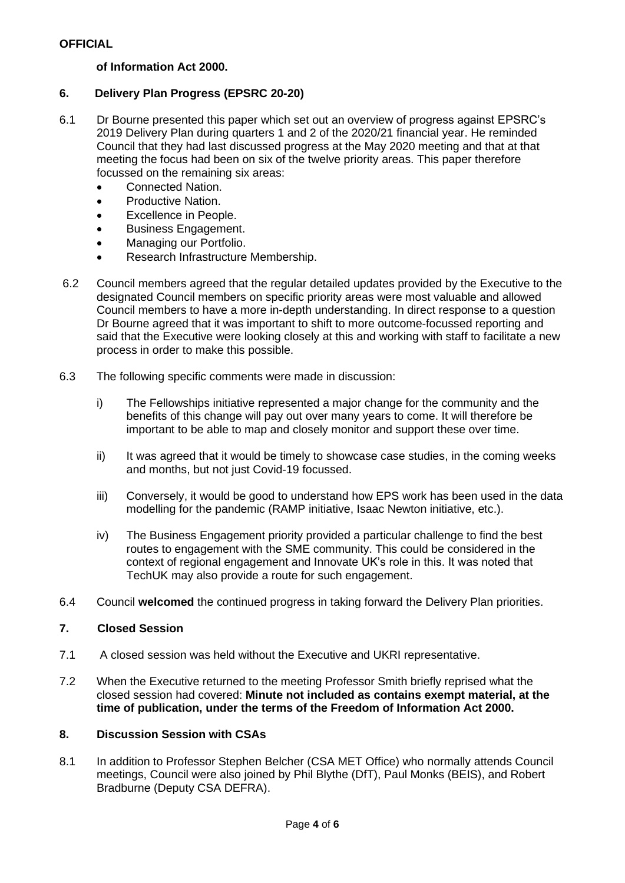**of Information Act 2000.**

## 6. Delivery Plan Progress (EPSRC 20-20)

6.1 Dr Bourne presented this paper which set out an overview of progress against EPSRC's 2019 Delivery Plan during quarters 1 and 2 of the 2020/21 financial year. He reminded Council that they had last discussed progress at the May 2020 meeting and that at that meeting the focus had been on six of the twelve priority areas. This paper therefore focussed on the remaining six areas:

- Connected Nation.
- Productive Nation.
- Excellence in People.
- Business Engagement.
- Managing our Portfolio.
- Research Infrastructure Membership.

6.2 Council members agreed that the regular detailed updates provided by the Executive to the designated Council members on specific priority areas were most valuable and allowed Council members to have a more in-depth understanding. In direct response to a question Dr Bourne agreed that it was important to shift to more outcome-focussed reporting and said that the Executive were looking closely at this and working with staff to facilitate a new process in order to make this possible.

6.3 The following specific comments were made in discussion:

i) The Fellowships initiative represented a major change for the community and the benefits of this change will pay out over many years to come. It will therefore be important to be able to map and closely monitor and support these over time.

ii) It was agreed that it would be timely to showcase case studies, in the coming weeks and months, but not just Covid-19 focussed.

iii) Conversely, it would be good to understand how EPS work has been used in the data modelling for the pandemic (RAMP initiative, Isaac Newton initiative, etc.).

iv) The Business Engagement priority provided a particular challenge to find the best routes to engagement with the SME community. This could be considered in the context of regional engagement and Innovate UK's role in this. It was noted that TechUK may also provide a route for such engagement.

6.4 Council **welcomed** the continued progress in taking forward the Delivery Plan priorities.

## 7. Closed Session

7.1 A closed session was held without the Executive and UKRI representative.

7.2 When the Executive returned to the meeting Professor Smith briefly reprised what the closed session had covered: **Minute not included as contains exempt material, at the time of publication, under the terms of the Freedom of Information Act 2000.**

## 8. Discussion Session with CSAs

8.1 In addition to Professor Stephen Belcher (CSA MET Office) who normally attends Council meetings, Council were also joined by Phil Blythe (DfT), Paul Monks (BEIS), and Robert Bradburne (Deputy CSA DEFRA).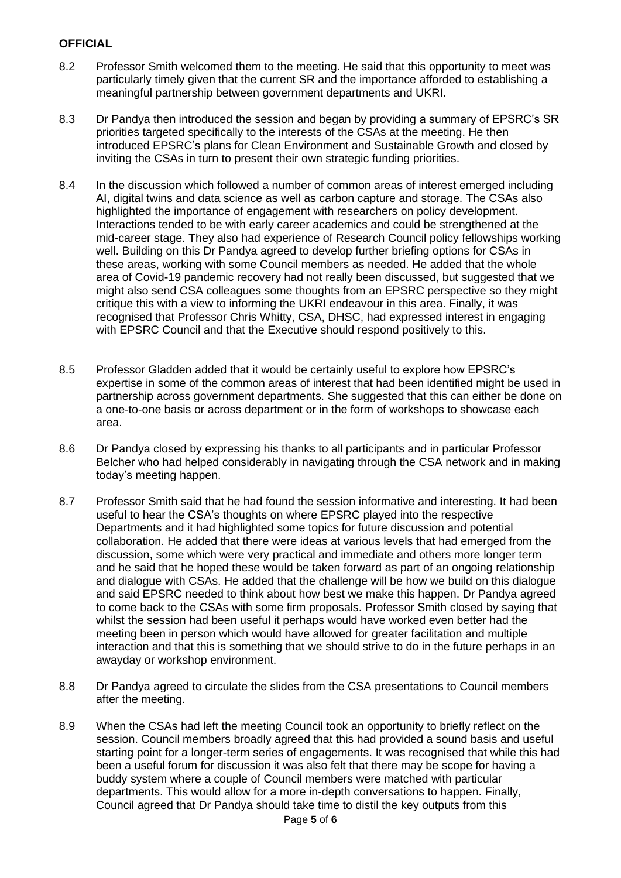8.2 Professor Smith welcomed them to the meeting. He said that this opportunity to meet was particularly timely given that the current SR and the importance afforded to establishing a meaningful partnership between government departments and UKRI.

8.3 Dr Pandya then introduced the session and began by providing a summary of EPSRC's SR priorities targeted specifically to the interests of the CSAs at the meeting. He then introduced EPSRC's plans for Clean Environment and Sustainable Growth and closed by inviting the CSAs in turn to present their own strategic funding priorities.

8.4 In the discussion which followed a number of common areas of interest emerged including AI, digital twins and data science as well as carbon capture and storage. The CSAs also highlighted the importance of engagement with researchers on policy development. Interactions tended to be with early career academics and could be strengthened at the mid-career stage. They also had experience of Research Council policy fellowships working well. Building on this Dr Pandya agreed to develop further briefing options for CSAs in these areas, working with some Council members as needed. He added that the whole area of Covid-19 pandemic recovery had not really been discussed, but suggested that we might also send CSA colleagues some thoughts from an EPSRC perspective so they might critique this with a view to informing the UKRI endeavour in this area. Finally, it was recognised that Professor Chris Whitty, CSA, DHSC, had expressed interest in engaging with EPSRC Council and that the Executive should respond positively to this.

8.5 Professor Gladden added that it would be certainly useful to explore how EPSRC's expertise in some of the common areas of interest that had been identified might be used in partnership across government departments. She suggested that this can either be done on a one-to-one basis or across department or in the form of workshops to showcase each area.

8.6 Dr Pandya closed by expressing his thanks to all participants and in particular Professor Belcher who had helped considerably in navigating through the CSA network and in making today's meeting happen.

8.7 Professor Smith said that he had found the session informative and interesting. It had been useful to hear the CSA's thoughts on where EPSRC played into the respective Departments and it had highlighted some topics for future discussion and potential collaboration. He added that there were ideas at various levels that had emerged from the discussion, some which were very practical and immediate and others more longer term and he said that he hoped these would be taken forward as part of an ongoing relationship and dialogue with CSAs. He added that the challenge will be how we build on this dialogue and said EPSRC needed to think about how best we make this happen. Dr Pandya agreed to come back to the CSAs with some firm proposals. Professor Smith closed by saying that whilst the session had been useful it perhaps would have worked even better had the meeting been in person which would have allowed for greater facilitation and multiple interaction and that this is something that we should strive to do in the future perhaps in an awayday or workshop environment.

8.8 Dr Pandya agreed to circulate the slides from the CSA presentations to Council members after the meeting.

8.9 When the CSAs had left the meeting Council took an opportunity to briefly reflect on the session. Council members broadly agreed that this had provided a sound basis and useful starting point for a longer-term series of engagements. It was recognised that while this had been a useful forum for discussion it was also felt that there may be scope for having a buddy system where a couple of Council members were matched with particular departments. This would allow for a more in-depth conversations to happen. Finally, Council agreed that Dr Pandya should take time to distil the key outputs from this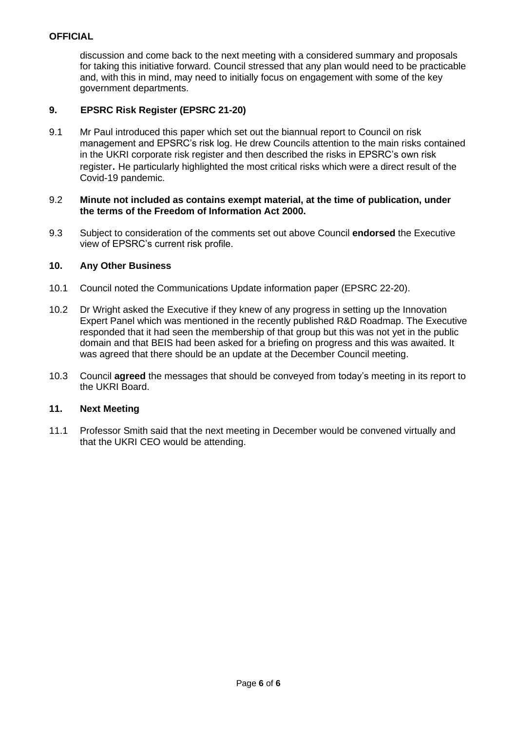discussion and come back to the next meeting with a considered summary and proposals for taking this initiative forward. Council stressed that any plan would need to be practicable and, with this in mind, may need to initially focus on engagement with some of the key government departments.

## 9. EPSRC Risk Register (EPSRC 21-20)

9.1 Mr Paul introduced this paper which set out the biannual report to Council on risk management and EPSRC's risk log. He drew Councils attention to the main risks contained in the UKRI corporate risk register and then described the risks in EPSRC's own risk register. He particularly highlighted the most critical risks which were a direct result of the Covid-19 pandemic.

9.2 **Minute not included as contains exempt material, at the time of publication, under the terms of the Freedom of Information Act 2000.**

9.3 Subject to consideration of the comments set out above Council **endorsed** the Executive view of EPSRC's current risk profile.

## 10. Any Other Business

10.1 Council noted the Communications Update information paper (EPSRC 22-20).

10.2 Dr Wright asked the Executive if they knew of any progress in setting up the Innovation Expert Panel which was mentioned in the recently published R&D Roadmap. The Executive responded that it had seen the membership of that group but this was not yet in the public domain and that BEIS had been asked for a briefing on progress and this was awaited. It was agreed that there should be an update at the December Council meeting.

10.3 Council **agreed** the messages that should be conveyed from today's meeting in its report to the UKRI Board.

## 11. Next Meeting

11.1 Professor Smith said that the next meeting in December would be convened virtually and that the UKRI CEO would be attending.